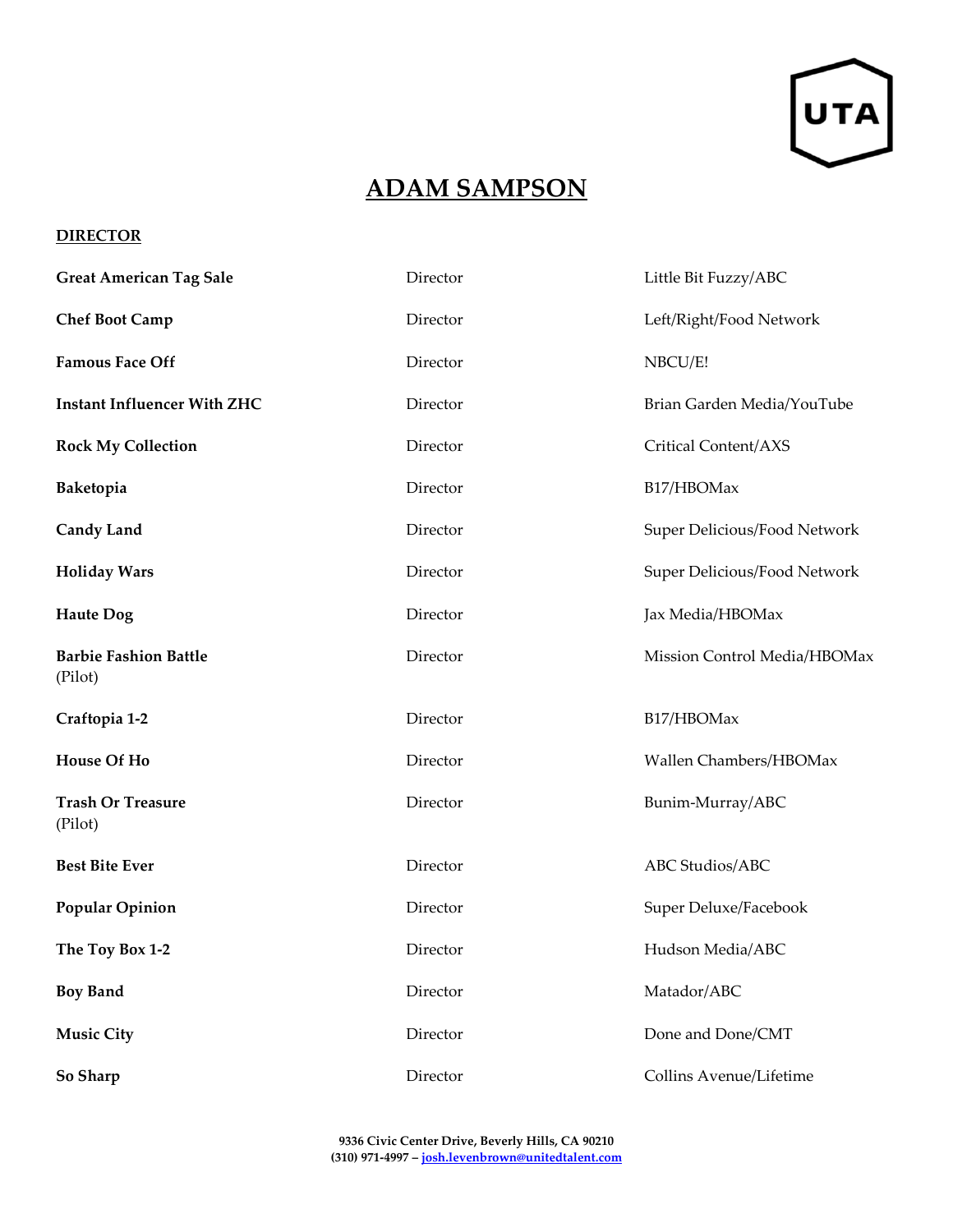# ADAM SAMPSON

## DIRECTOR

| | | |
|---|---|---|
| **Great American Tag Sale** | Director | Little Bit Fuzzy/ABC |
| **Chef Boot Camp** | Director | Left/Right/Food Network |
| **Famous Face Off** | Director | NBCU/E! |
| **Instant Influencer With ZHC** | Director | Brian Garden Media/YouTube |
| **Rock My Collection** | Director | Critical Content/AXS |
| **Baketopia** | Director | B17/HBOMax |
| **Candy Land** | Director | Super Delicious/Food Network |
| **Holiday Wars** | Director | Super Delicious/Food Network |
| **Haute Dog** | Director | Jax Media/HBOMax |
| **Barbie Fashion Battle** (Pilot) | Director | Mission Control Media/HBOMax |
| **Craftopia 1-2** | Director | B17/HBOMax |
| **House Of Ho** | Director | Wallen Chambers/HBOMax |
| **Trash Or Treasure** (Pilot) | Director | Bunim-Murray/ABC |
| **Best Bite Ever** | Director | ABC Studios/ABC |
| **Popular Opinion** | Director | Super Deluxe/Facebook |
| **The Toy Box 1-2** | Director | Hudson Media/ABC |
| **Boy Band** | Director | Matador/ABC |
| **Music City** | Director | Done and Done/CMT |
| **So Sharp** | Director | Collins Avenue/Lifetime |

**9336 Civic Center Drive, Beverly Hills, CA 90210**
**(310) 971-4997 – josh.levenbrown@unitedtalent.com**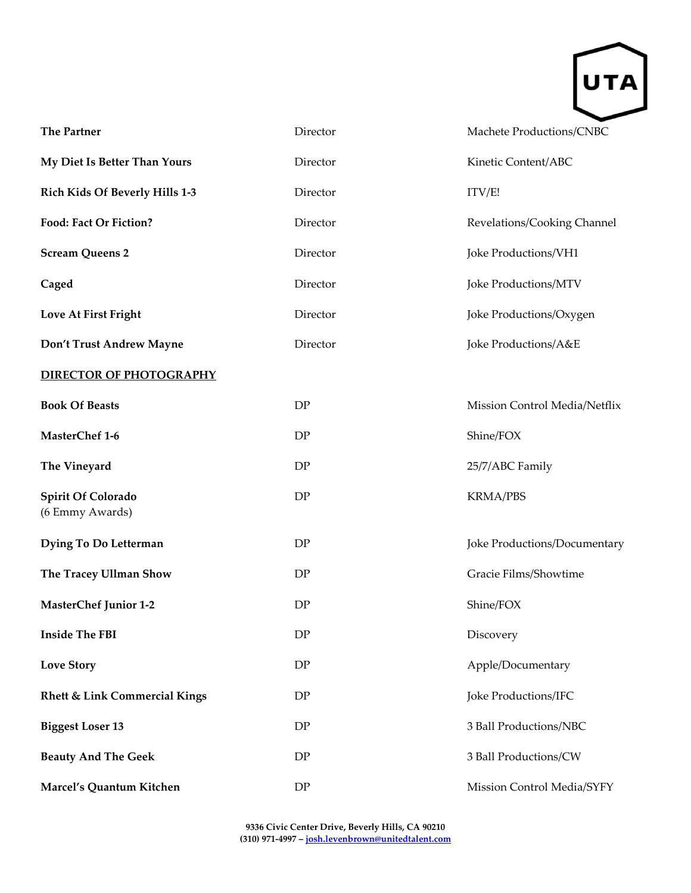| | | |
|---|---|---|
| **The Partner** | Director | Machete Productions/CNBC |
| **My Diet Is Better Than Yours** | Director | Kinetic Content/ABC |
| **Rich Kids Of Beverly Hills 1-3** | Director | ITV/E! |
| **Food: Fact Or Fiction?** | Director | Revelations/Cooking Channel |
| **Scream Queens 2** | Director | Joke Productions/VH1 |
| **Caged** | Director | Joke Productions/MTV |
| **Love At First Fright** | Director | Joke Productions/Oxygen |
| **Don't Trust Andrew Mayne** | Director | Joke Productions/A&E |

## DIRECTOR OF PHOTOGRAPHY

| | | |
|---|---|---|
| **Book Of Beasts** | DP | Mission Control Media/Netflix |
| **MasterChef 1-6** | DP | Shine/FOX |
| **The Vineyard** | DP | 25/7/ABC Family |
| **Spirit Of Colorado** (6 Emmy Awards) | DP | KRMA/PBS |
| **Dying To Do Letterman** | DP | Joke Productions/Documentary |
| **The Tracey Ullman Show** | DP | Gracie Films/Showtime |
| **MasterChef Junior 1-2** | DP | Shine/FOX |
| **Inside The FBI** | DP | Discovery |
| **Love Story** | DP | Apple/Documentary |
| **Rhett & Link Commercial Kings** | DP | Joke Productions/IFC |
| **Biggest Loser 13** | DP | 3 Ball Productions/NBC |
| **Beauty And The Geek** | DP | 3 Ball Productions/CW |
| **Marcel's Quantum Kitchen** | DP | Mission Control Media/SYFY |

**9336 Civic Center Drive, Beverly Hills, CA 90210**
**(310) 971-4997 – josh.levenbrown@unitedtalent.com**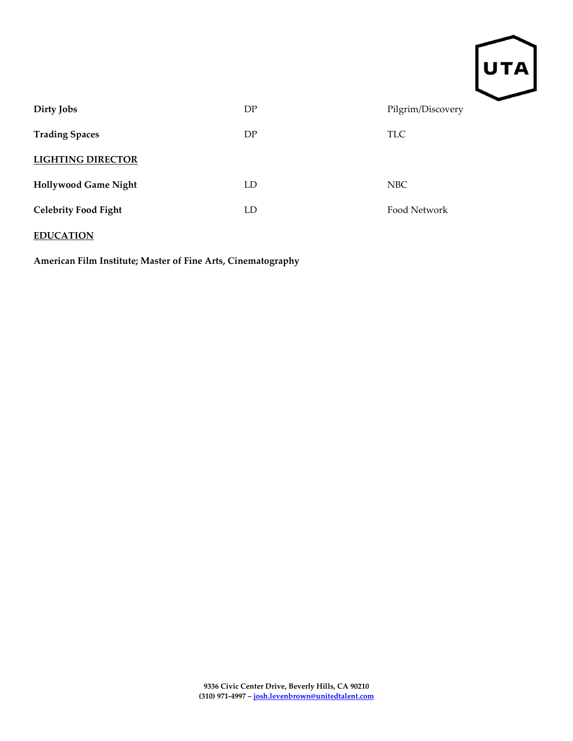| | | |
|---|---|---|
| **Dirty Jobs** | DP | Pilgrim/Discovery |
| **Trading Spaces** | DP | TLC |

**<u>LIGHTING DIRECTOR</u>**

| | | |
|---|---|---|
| **Hollywood Game Night** | LD | NBC |
| **Celebrity Food Fight** | LD | Food Network |

**<u>EDUCATION</u>**

**American Film Institute; Master of Fine Arts, Cinematography**

**9336 Civic Center Drive, Beverly Hills, CA 90210**
**(310) 971-4997 – [josh.levenbrown@unitedtalent.com](mailto:josh.levenbrown@unitedtalent.com)**